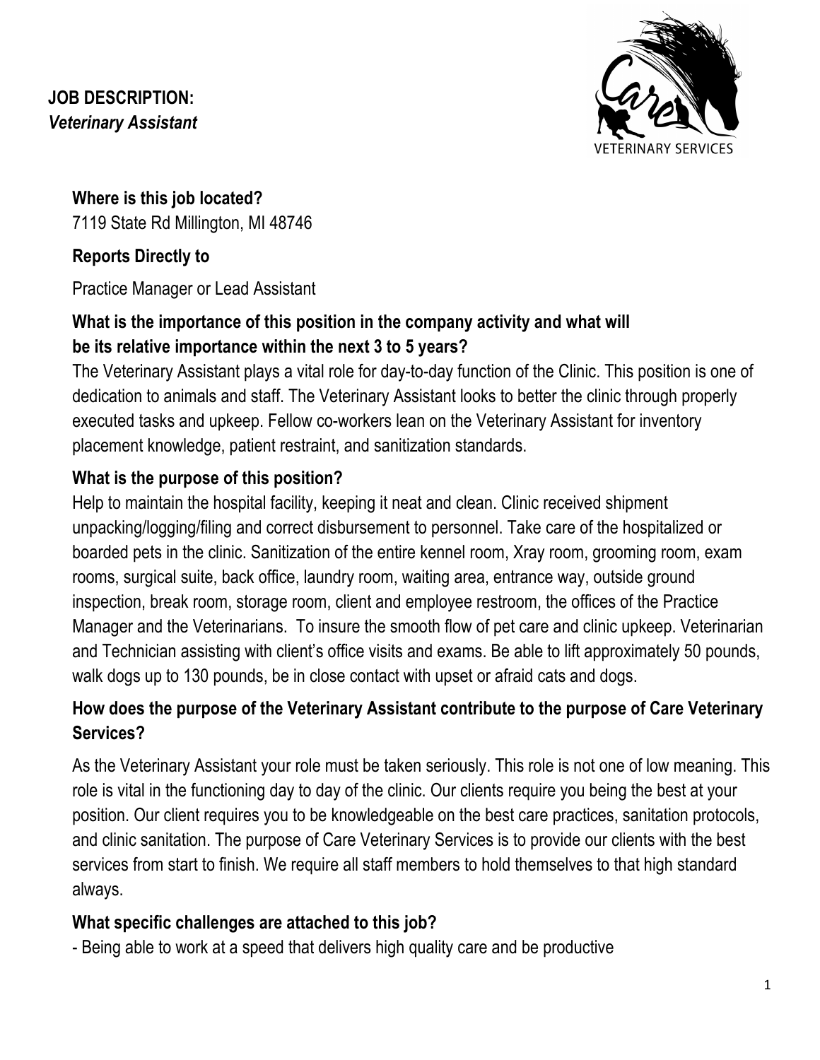**JOB DESCRIPTION:**
***Veterinary Assistant***

**Where is this job located?**
7119 State Rd Millington, MI 48746

**Reports Directly to**

Practice Manager or Lead Assistant

**What is the importance of this position in the company activity and what will be its relative importance within the next 3 to 5 years?**

The Veterinary Assistant plays a vital role for day-to-day function of the Clinic. This position is one of dedication to animals and staff. The Veterinary Assistant looks to better the clinic through properly executed tasks and upkeep. Fellow co-workers lean on the Veterinary Assistant for inventory placement knowledge, patient restraint, and sanitization standards.

**What is the purpose of this position?**

Help to maintain the hospital facility, keeping it neat and clean. Clinic received shipment unpacking/logging/filing and correct disbursement to personnel. Take care of the hospitalized or boarded pets in the clinic. Sanitization of the entire kennel room, Xray room, grooming room, exam rooms, surgical suite, back office, laundry room, waiting area, entrance way, outside ground inspection, break room, storage room, client and employee restroom, the offices of the Practice Manager and the Veterinarians. To insure the smooth flow of pet care and clinic upkeep. Veterinarian and Technician assisting with client's office visits and exams. Be able to lift approximately 50 pounds, walk dogs up to 130 pounds, be in close contact with upset or afraid cats and dogs.

**How does the purpose of the Veterinary Assistant contribute to the purpose of Care Veterinary Services?**

As the Veterinary Assistant your role must be taken seriously. This role is not one of low meaning. This role is vital in the functioning day to day of the clinic. Our clients require you being the best at your position. Our client requires you to be knowledgeable on the best care practices, sanitation protocols, and clinic sanitation. The purpose of Care Veterinary Services is to provide our clients with the best services from start to finish. We require all staff members to hold themselves to that high standard always.

**What specific challenges are attached to this job?**

- Being able to work at a speed that delivers high quality care and be productive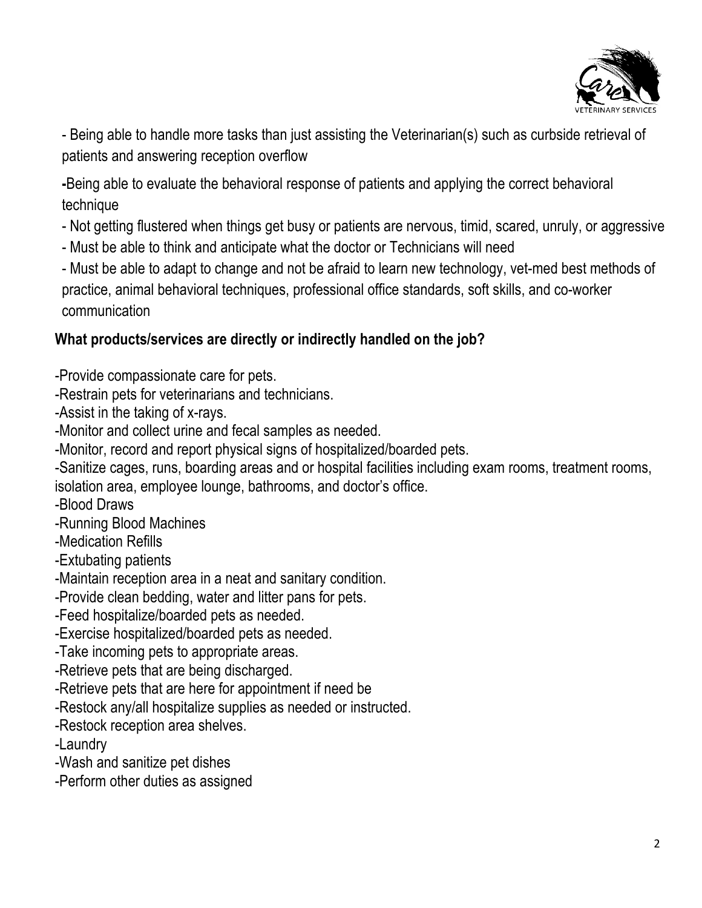- Being able to handle more tasks than just assisting the Veterinarian(s) such as curbside retrieval of patients and answering reception overflow

**-**Being able to evaluate the behavioral response of patients and applying the correct behavioral technique

- Not getting flustered when things get busy or patients are nervous, timid, scared, unruly, or aggressive
- Must be able to think and anticipate what the doctor or Technicians will need
- Must be able to adapt to change and not be afraid to learn new technology, vet-med best methods of practice, animal behavioral techniques, professional office standards, soft skills, and co-worker communication

**What products/services are directly or indirectly handled on the job?**

-Provide compassionate care for pets.
-Restrain pets for veterinarians and technicians.
-Assist in the taking of x-rays.
-Monitor and collect urine and fecal samples as needed.
-Monitor, record and report physical signs of hospitalized/boarded pets.
-Sanitize cages, runs, boarding areas and or hospital facilities including exam rooms, treatment rooms, isolation area, employee lounge, bathrooms, and doctor's office.
-Blood Draws
-Running Blood Machines
-Medication Refills
-Extubating patients
-Maintain reception area in a neat and sanitary condition.
-Provide clean bedding, water and litter pans for pets.
-Feed hospitalize/boarded pets as needed.
-Exercise hospitalized/boarded pets as needed.
-Take incoming pets to appropriate areas.
-Retrieve pets that are being discharged.
-Retrieve pets that are here for appointment if need be
-Restock any/all hospitalize supplies as needed or instructed.
-Restock reception area shelves.
-Laundry
-Wash and sanitize pet dishes
-Perform other duties as assigned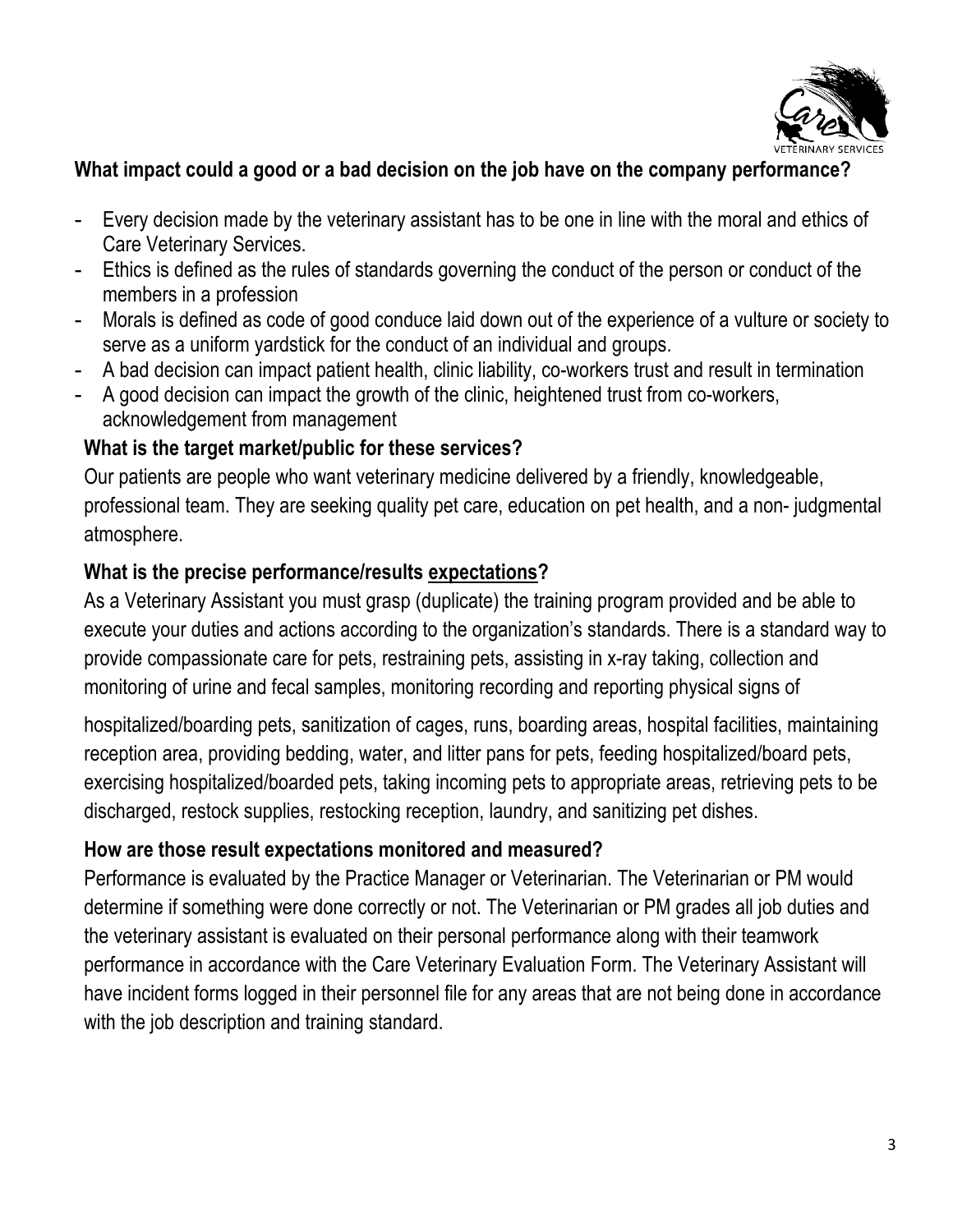**What impact could a good or a bad decision on the job have on the company performance?**

- Every decision made by the veterinary assistant has to be one in line with the moral and ethics of Care Veterinary Services.
- Ethics is defined as the rules of standards governing the conduct of the person or conduct of the members in a profession
- Morals is defined as code of good conduce laid down out of the experience of a vulture or society to serve as a uniform yardstick for the conduct of an individual and groups.
- A bad decision can impact patient health, clinic liability, co-workers trust and result in termination
- A good decision can impact the growth of the clinic, heightened trust from co-workers, acknowledgement from management

**What is the target market/public for these services?**

Our patients are people who want veterinary medicine delivered by a friendly, knowledgeable, professional team. They are seeking quality pet care, education on pet health, and a non- judgmental atmosphere.

**What is the precise performance/results <u>expectations</u>?**

As a Veterinary Assistant you must grasp (duplicate) the training program provided and be able to execute your duties and actions according to the organization's standards. There is a standard way to provide compassionate care for pets, restraining pets, assisting in x-ray taking, collection and monitoring of urine and fecal samples, monitoring recording and reporting physical signs of hospitalized/boarding pets, sanitization of cages, runs, boarding areas, hospital facilities, maintaining reception area, providing bedding, water, and litter pans for pets, feeding hospitalized/board pets, exercising hospitalized/boarded pets, taking incoming pets to appropriate areas, retrieving pets to be discharged, restock supplies, restocking reception, laundry, and sanitizing pet dishes.

**How are those result expectations monitored and measured?**

Performance is evaluated by the Practice Manager or Veterinarian. The Veterinarian or PM would determine if something were done correctly or not. The Veterinarian or PM grades all job duties and the veterinary assistant is evaluated on their personal performance along with their teamwork performance in accordance with the Care Veterinary Evaluation Form. The Veterinary Assistant will have incident forms logged in their personnel file for any areas that are not being done in accordance with the job description and training standard.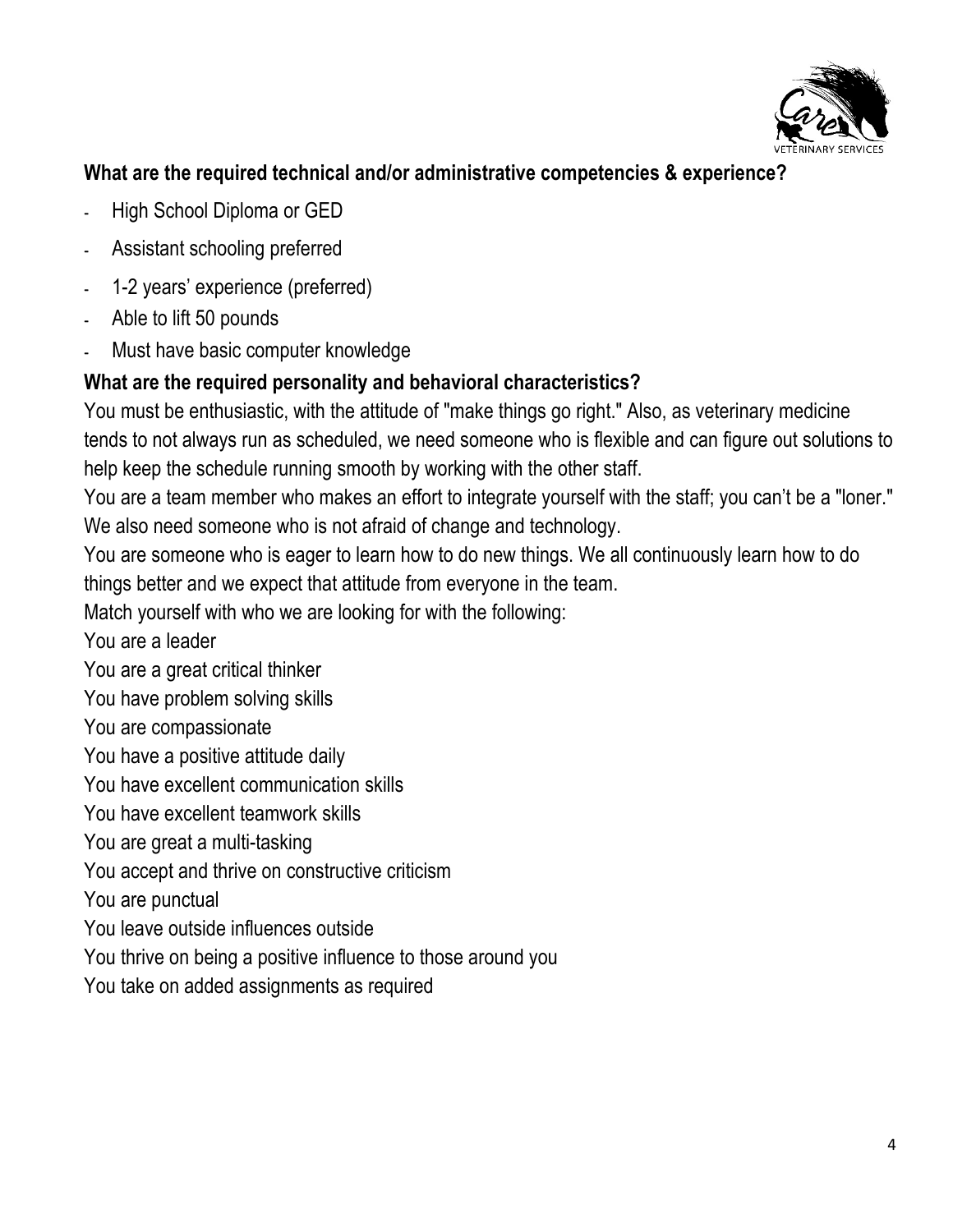**What are the required technical and/or administrative competencies & experience?**

- High School Diploma or GED
- Assistant schooling preferred
- 1-2 years' experience (preferred)
- Able to lift 50 pounds
- Must have basic computer knowledge

**What are the required personality and behavioral characteristics?**

You must be enthusiastic, with the attitude of "make things go right." Also, as veterinary medicine tends to not always run as scheduled, we need someone who is flexible and can figure out solutions to help keep the schedule running smooth by working with the other staff.

You are a team member who makes an effort to integrate yourself with the staff; you can't be a "loner." We also need someone who is not afraid of change and technology.

You are someone who is eager to learn how to do new things. We all continuously learn how to do things better and we expect that attitude from everyone in the team.

Match yourself with who we are looking for with the following:

You are a leader

You are a great critical thinker

You have problem solving skills

You are compassionate

You have a positive attitude daily

You have excellent communication skills

You have excellent teamwork skills

You are great a multi-tasking

You accept and thrive on constructive criticism

You are punctual

You leave outside influences outside

You thrive on being a positive influence to those around you

You take on added assignments as required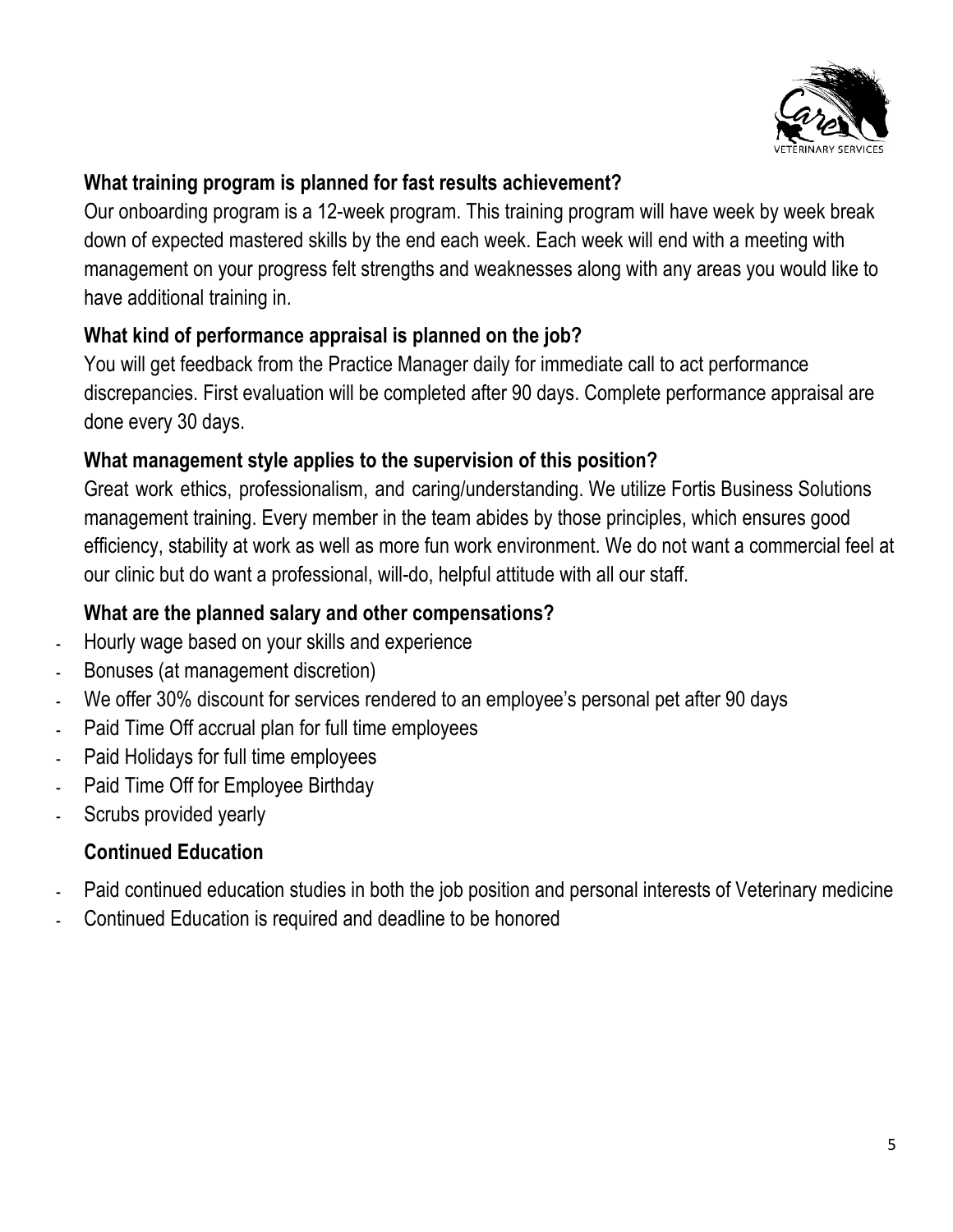### What training program is planned for fast results achievement?

Our onboarding program is a 12-week program. This training program will have week by week break down of expected mastered skills by the end each week. Each week will end with a meeting with management on your progress felt strengths and weaknesses along with any areas you would like to have additional training in.

### What kind of performance appraisal is planned on the job?

You will get feedback from the Practice Manager daily for immediate call to act performance discrepancies. First evaluation will be completed after 90 days. Complete performance appraisal are done every 30 days.

### What management style applies to the supervision of this position?

Great work ethics, professionalism, and caring/understanding. We utilize Fortis Business Solutions management training. Every member in the team abides by those principles, which ensures good efficiency, stability at work as well as more fun work environment. We do not want a commercial feel at our clinic but do want a professional, will-do, helpful attitude with all our staff.

### What are the planned salary and other compensations?

- Hourly wage based on your skills and experience
- Bonuses (at management discretion)
- We offer 30% discount for services rendered to an employee's personal pet after 90 days
- Paid Time Off accrual plan for full time employees
- Paid Holidays for full time employees
- Paid Time Off for Employee Birthday
- Scrubs provided yearly

### Continued Education

- Paid continued education studies in both the job position and personal interests of Veterinary medicine
- Continued Education is required and deadline to be honored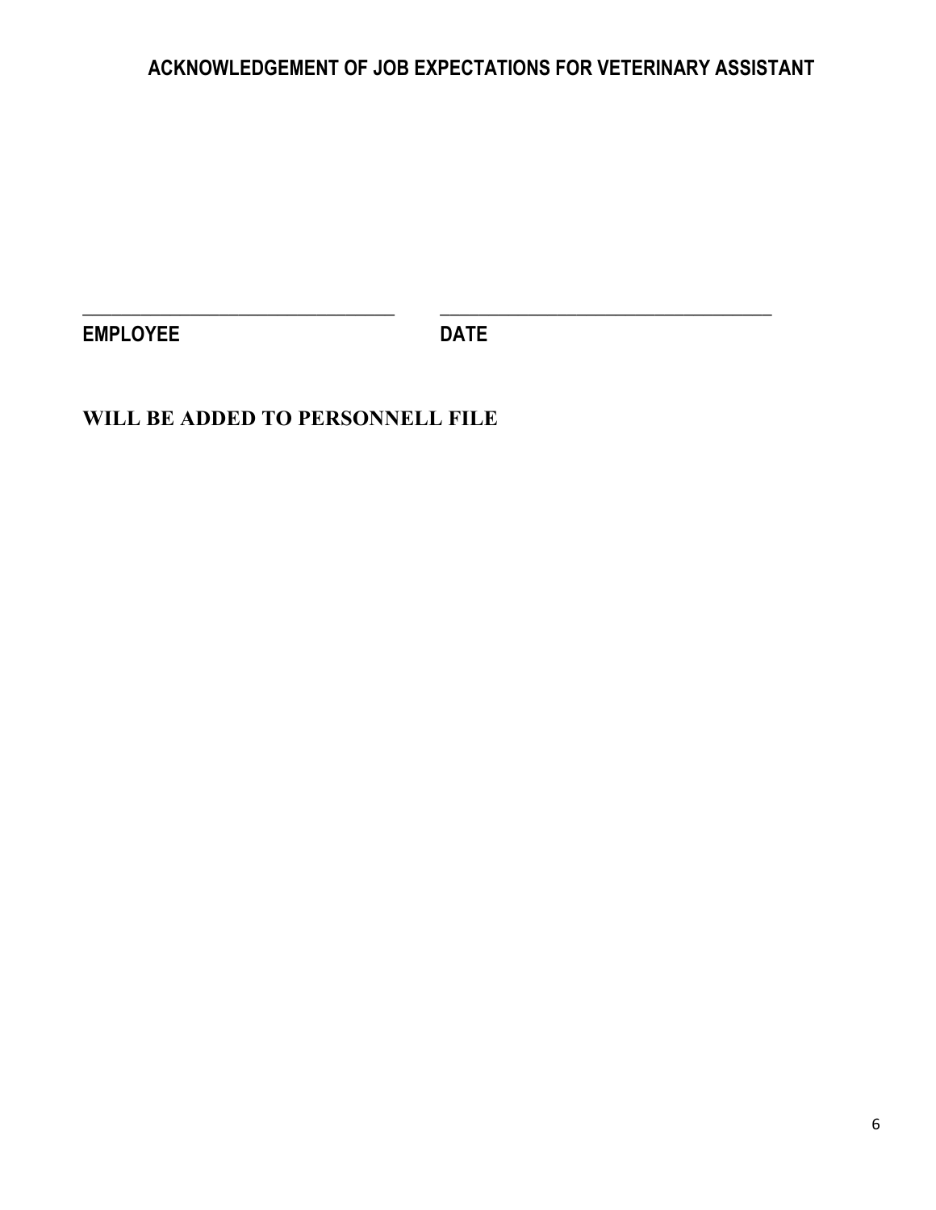# ACKNOWLEDGEMENT OF JOB EXPECTATIONS FOR VETERINARY ASSISTANT

___________________________________ ______________________________________

**EMPLOYEE** **DATE**

**WILL BE ADDED TO PERSONNELL FILE**